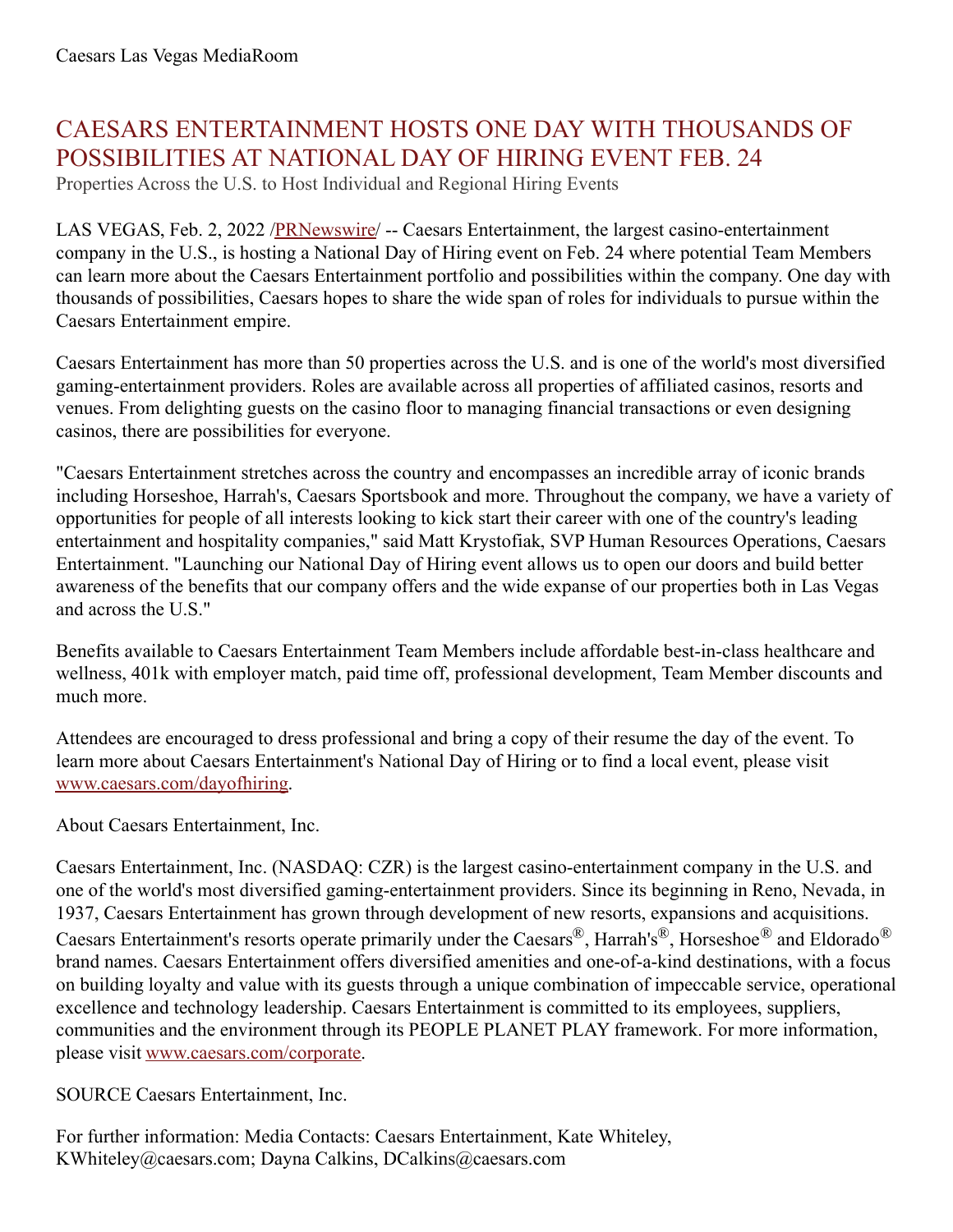Caesars Las Vegas MediaRoom

# CAESARS ENTERTAINMENT HOSTS ONE DAY WITH THOUSANDS OF POSSIBILITIES AT NATIONAL DAY OF HIRING EVENT FEB. 24

Properties Across the U.S. to Host Individual and Regional Hiring Events

LAS VEGAS, Feb. 2, 2022 /[PRNewswire](http://www.prnewswire.com/)/ -- Caesars Entertainment, the largest casino-entertainment company in the U.S., is hosting a National Day of Hiring event on Feb. 24 where potential Team Members can learn more about the Caesars Entertainment portfolio and possibilities within the company. One day with thousands of possibilities, Caesars hopes to share the wide span of roles for individuals to pursue within the Caesars Entertainment empire.

Caesars Entertainment has more than 50 properties across the U.S. and is one of the world's most diversified gaming-entertainment providers. Roles are available across all properties of affiliated casinos, resorts and venues. From delighting guests on the casino floor to managing financial transactions or even designing casinos, there are possibilities for everyone.

"Caesars Entertainment stretches across the country and encompasses an incredible array of iconic brands including Horseshoe, Harrah's, Caesars Sportsbook and more. Throughout the company, we have a variety of opportunities for people of all interests looking to kick start their career with one of the country's leading entertainment and hospitality companies," said Matt Krystofiak, SVP Human Resources Operations, Caesars Entertainment. "Launching our National Day of Hiring event allows us to open our doors and build better awareness of the benefits that our company offers and the wide expanse of our properties both in Las Vegas and across the U.S."

Benefits available to Caesars Entertainment Team Members include affordable best-in-class healthcare and wellness, 401k with employer match, paid time off, professional development, Team Member discounts and much more.

Attendees are encouraged to dress professional and bring a copy of their resume the day of the event. To learn more about Caesars Entertainment's National Day of Hiring or to find a local event, please visit [www.caesars.com/dayofhiring](http://www.caesars.com/dayofhiring).

About Caesars Entertainment, Inc.

Caesars Entertainment, Inc. (NASDAQ: CZR) is the largest casino-entertainment company in the U.S. and one of the world's most diversified gaming-entertainment providers. Since its beginning in Reno, Nevada, in 1937, Caesars Entertainment has grown through development of new resorts, expansions and acquisitions. Caesars Entertainment's resorts operate primarily under the Caesars®, Harrah's®, Horseshoe® and Eldorado® brand names. Caesars Entertainment offers diversified amenities and one-of-a-kind destinations, with a focus on building loyalty and value with its guests through a unique combination of impeccable service, operational excellence and technology leadership. Caesars Entertainment is committed to its employees, suppliers, communities and the environment through its PEOPLE PLANET PLAY framework. For more information, please visit [www.caesars.com/corporate](http://www.caesars.com/corporate).

SOURCE Caesars Entertainment, Inc.

For further information: Media Contacts: Caesars Entertainment, Kate Whiteley, KWhiteley@caesars.com; Dayna Calkins, DCalkins@caesars.com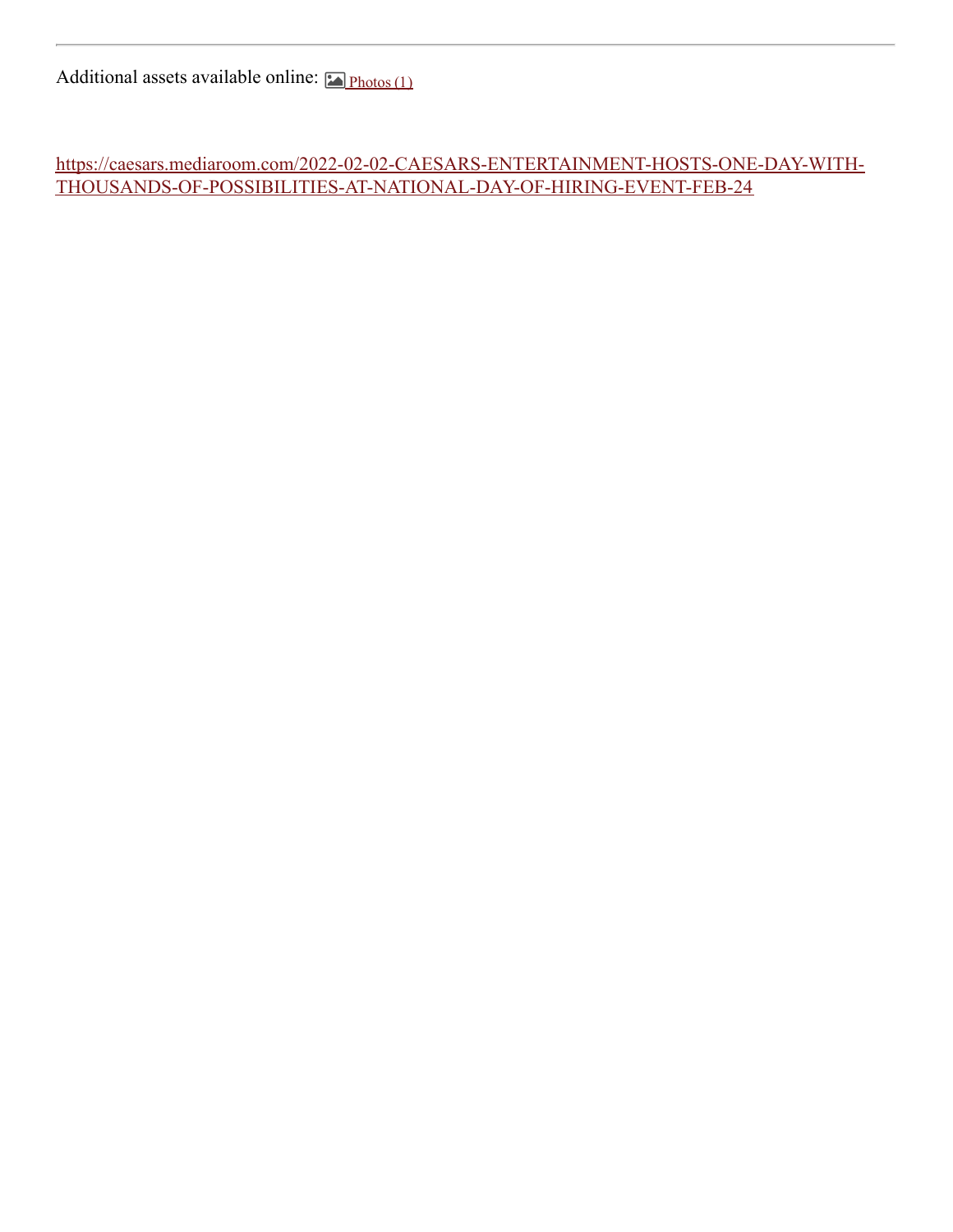---

Additional assets available online: Photos (1)

https://caesars.mediaroom.com/2022-02-02-CAESARS-ENTERTAINMENT-HOSTS-ONE-DAY-WITH-THOUSANDS-OF-POSSIBILITIES-AT-NATIONAL-DAY-OF-HIRING-EVENT-FEB-24